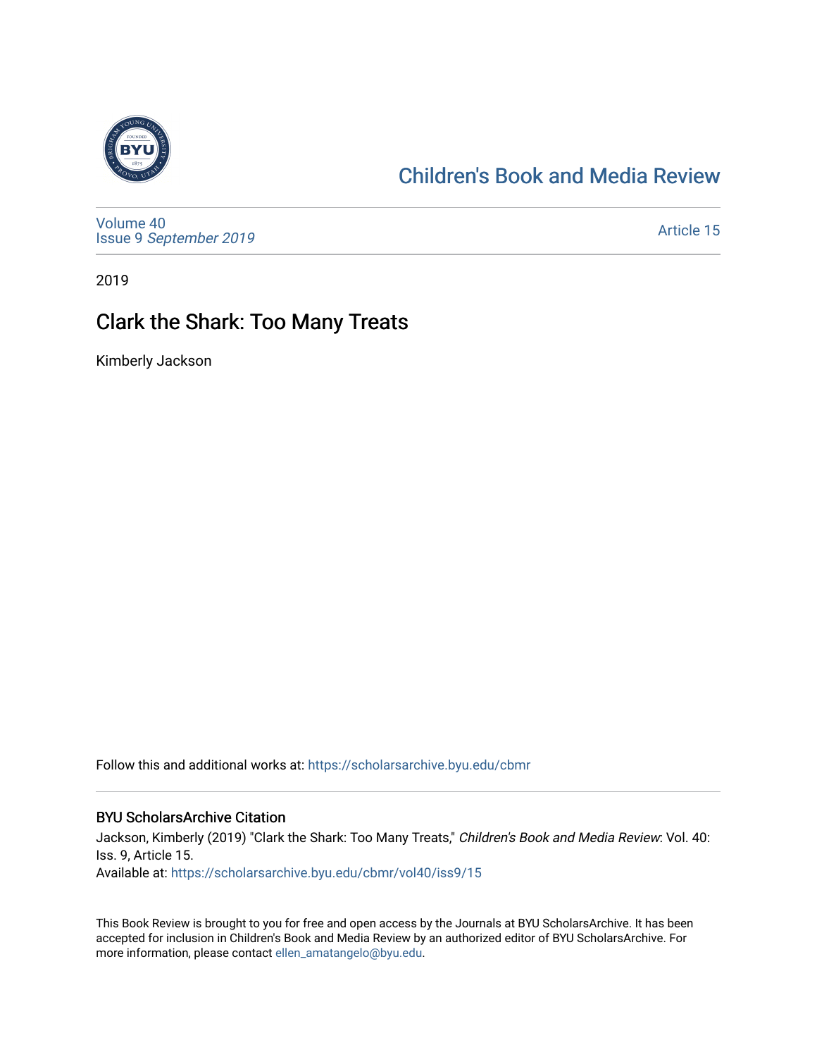Children's Book and Media Review

Volume 40
Issue 9 *September 2019*

Article 15

2019

# Clark the Shark: Too Many Treats

Kimberly Jackson

Follow this and additional works at: https://scholarsarchive.byu.edu/cbmr

## BYU ScholarsArchive Citation

Jackson, Kimberly (2019) "Clark the Shark: Too Many Treats," *Children's Book and Media Review*: Vol. 40: Iss. 9, Article 15.
Available at: https://scholarsarchive.byu.edu/cbmr/vol40/iss9/15

This Book Review is brought to you for free and open access by the Journals at BYU ScholarsArchive. It has been accepted for inclusion in Children's Book and Media Review by an authorized editor of BYU ScholarsArchive. For more information, please contact ellen_amatangelo@byu.edu.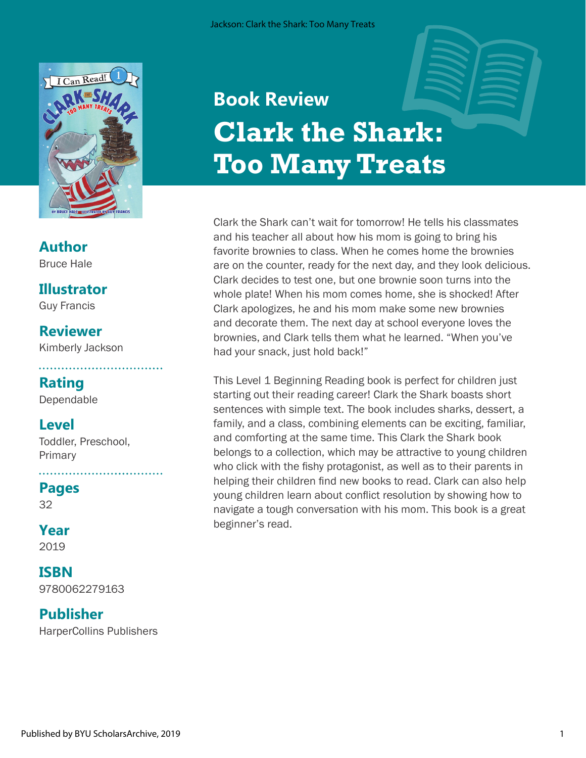## Book Review

# Clark the Shark: Too Many Treats

**Author**
Bruce Hale

**Illustrator**
Guy Francis

**Reviewer**
Kimberly Jackson

**Rating**
Dependable

**Level**
Toddler, Preschool, Primary

**Pages**
32

**Year**
2019

**ISBN**
9780062279163

**Publisher**
HarperCollins Publishers

Clark the Shark can't wait for tomorrow! He tells his classmates and his teacher all about how his mom is going to bring his favorite brownies to class. When he comes home the brownies are on the counter, ready for the next day, and they look delicious. Clark decides to test one, but one brownie soon turns into the whole plate! When his mom comes home, she is shocked! After Clark apologizes, he and his mom make some new brownies and decorate them. The next day at school everyone loves the brownies, and Clark tells them what he learned. "When you've had your snack, just hold back!"

This Level 1 Beginning Reading book is perfect for children just starting out their reading career! Clark the Shark boasts short sentences with simple text. The book includes sharks, dessert, a family, and a class, combining elements can be exciting, familiar, and comforting at the same time. This Clark the Shark book belongs to a collection, which may be attractive to young children who click with the fishy protagonist, as well as to their parents in helping their children find new books to read. Clark can also help young children learn about conflict resolution by showing how to navigate a tough conversation with his mom. This book is a great beginner's read.